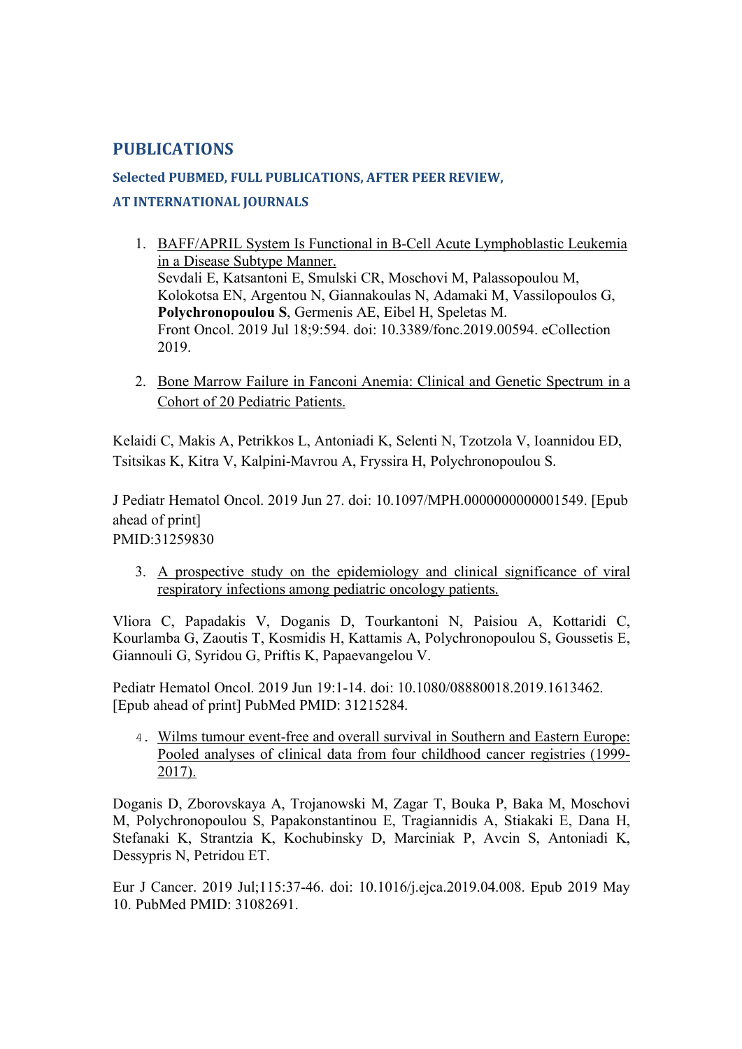## PUBLICATIONS

### Selected PUBMED, FULL PUBLICATIONS, AFTER PEER REVIEW, AT INTERNATIONAL JOURNALS

1. BAFF/APRIL System Is Functional in B-Cell Acute Lymphoblastic Leukemia in a Disease Subtype Manner.
   Sevdali E, Katsantoni E, Smulski CR, Moschovi M, Palassopoulou M, Kolokotsa EN, Argentou N, Giannakoulas N, Adamaki M, Vassilopoulos G, **Polychronopoulou S**, Germenis AE, Eibel H, Speletas M.
   Front Oncol. 2019 Jul 18;9:594. doi: 10.3389/fonc.2019.00594. eCollection 2019.

2. Bone Marrow Failure in Fanconi Anemia: Clinical and Genetic Spectrum in a Cohort of 20 Pediatric Patients.

Kelaidi C, Makis A, Petrikkos L, Antoniadi K, Selenti N, Tzotzola V, Ioannidou ED, Tsitsikas K, Kitra V, Kalpini-Mavrou A, Fryssira H, Polychronopoulou S.

J Pediatr Hematol Oncol. 2019 Jun 27. doi: 10.1097/MPH.0000000000001549. [Epub ahead of print]
PMID:31259830

3. A prospective study on the epidemiology and clinical significance of viral respiratory infections among pediatric oncology patients.

Vliora C, Papadakis V, Doganis D, Tourkantoni N, Paisiou A, Kottaridi C, Kourlamba G, Zaoutis T, Kosmidis H, Kattamis A, Polychronopoulou S, Goussetis E, Giannouli G, Syridou G, Priftis K, Papaevangelou V.

Pediatr Hematol Oncol. 2019 Jun 19:1-14. doi: 10.1080/08880018.2019.1613462. [Epub ahead of print] PubMed PMID: 31215284.

4. Wilms tumour event-free and overall survival in Southern and Eastern Europe: Pooled analyses of clinical data from four childhood cancer registries (1999-2017).

Doganis D, Zborovskaya A, Trojanowski M, Zagar T, Bouka P, Baka M, Moschovi M, Polychronopoulou S, Papakonstantinou E, Tragiannidis A, Stiakaki E, Dana H, Stefanaki K, Strantzia K, Kochubinsky D, Marciniak P, Avcin S, Antoniadi K, Dessypris N, Petridou ET.

Eur J Cancer. 2019 Jul;115:37-46. doi: 10.1016/j.ejca.2019.04.008. Epub 2019 May 10. PubMed PMID: 31082691.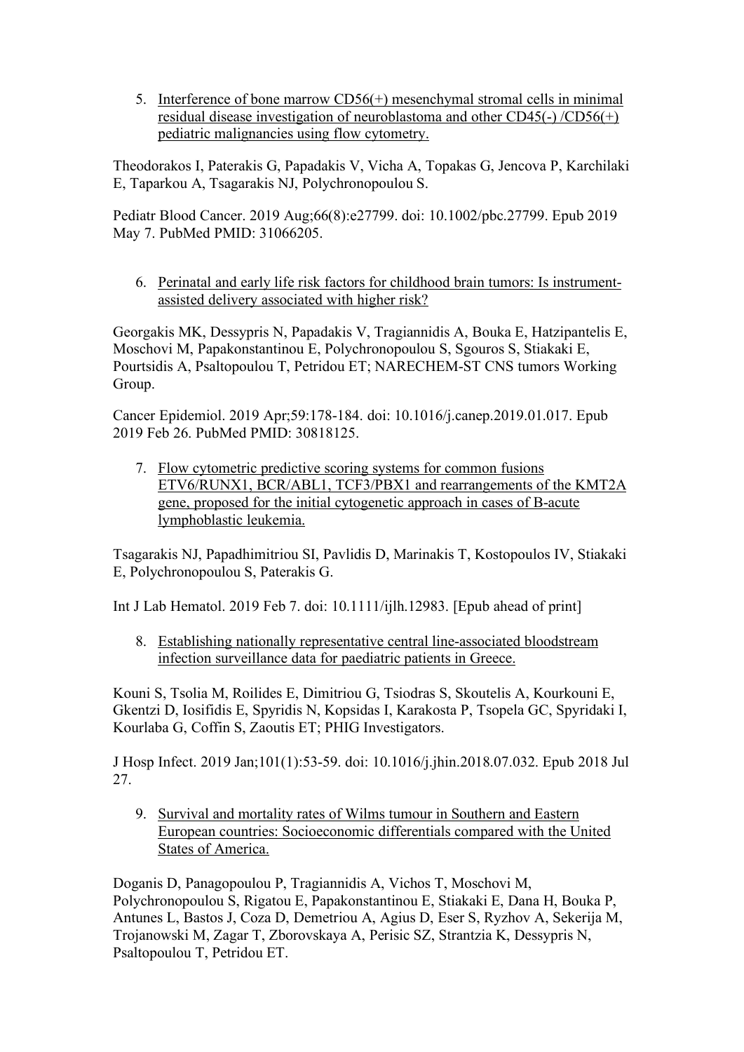5. Interference of bone marrow CD56(+) mesenchymal stromal cells in minimal residual disease investigation of neuroblastoma and other CD45(-) /CD56(+) pediatric malignancies using flow cytometry.

Theodorakos I, Paterakis G, Papadakis V, Vicha A, Topakas G, Jencova P, Karchilaki E, Taparkou A, Tsagarakis NJ, Polychronopoulou S.

Pediatr Blood Cancer. 2019 Aug;66(8):e27799. doi: 10.1002/pbc.27799. Epub 2019 May 7. PubMed PMID: 31066205.

6. Perinatal and early life risk factors for childhood brain tumors: Is instrument-assisted delivery associated with higher risk?

Georgakis MK, Dessypris N, Papadakis V, Tragiannidis A, Bouka E, Hatzipantelis E, Moschovi M, Papakonstantinou E, Polychronopoulou S, Sgouros S, Stiakaki E, Pourtsidis A, Psaltopoulou T, Petridou ET; NARECHEM-ST CNS tumors Working Group.

Cancer Epidemiol. 2019 Apr;59:178-184. doi: 10.1016/j.canep.2019.01.017. Epub 2019 Feb 26. PubMed PMID: 30818125.

7. Flow cytometric predictive scoring systems for common fusions ETV6/RUNX1, BCR/ABL1, TCF3/PBX1 and rearrangements of the KMT2A gene, proposed for the initial cytogenetic approach in cases of B-acute lymphoblastic leukemia.

Tsagarakis NJ, Papadhimitriou SI, Pavlidis D, Marinakis T, Kostopoulos IV, Stiakaki E, Polychronopoulou S, Paterakis G.

Int J Lab Hematol. 2019 Feb 7. doi: 10.1111/ijlh.12983. [Epub ahead of print]

8. Establishing nationally representative central line-associated bloodstream infection surveillance data for paediatric patients in Greece.

Kouni S, Tsolia M, Roilides E, Dimitriou G, Tsiodras S, Skoutelis A, Kourkouni E, Gkentzi D, Iosifidis E, Spyridis N, Kopsidas I, Karakosta P, Tsopela GC, Spyridaki I, Kourlaba G, Coffin S, Zaoutis ET; PHIG Investigators.

J Hosp Infect. 2019 Jan;101(1):53-59. doi: 10.1016/j.jhin.2018.07.032. Epub 2018 Jul 27.

9. Survival and mortality rates of Wilms tumour in Southern and Eastern European countries: Socioeconomic differentials compared with the United States of America.

Doganis D, Panagopoulou P, Tragiannidis A, Vichos T, Moschovi M, Polychronopoulou S, Rigatou E, Papakonstantinou E, Stiakaki E, Dana H, Bouka P, Antunes L, Bastos J, Coza D, Demetriou A, Agius D, Eser S, Ryzhov A, Sekerija M, Trojanowski M, Zagar T, Zborovskaya A, Perisic SZ, Strantzia K, Dessypris N, Psaltopoulou T, Petridou ET.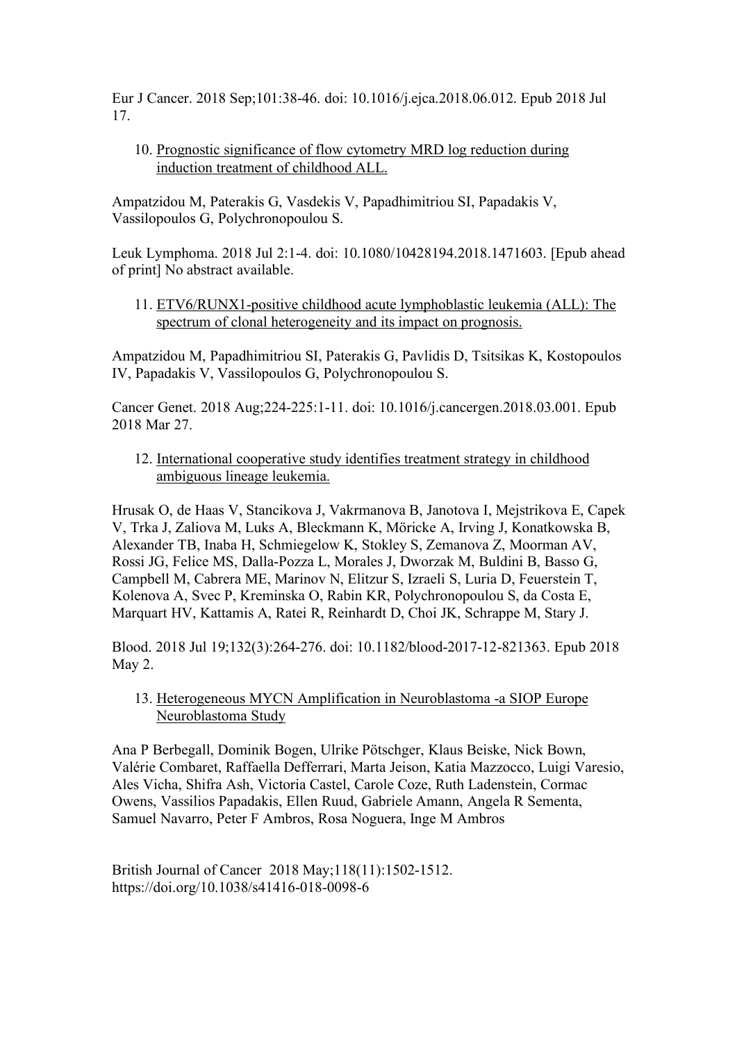Eur J Cancer. 2018 Sep;101:38-46. doi: 10.1016/j.ejca.2018.06.012. Epub 2018 Jul 17.

10. Prognostic significance of flow cytometry MRD log reduction during induction treatment of childhood ALL.

Ampatzidou M, Paterakis G, Vasdekis V, Papadhimitriou SI, Papadakis V, Vassilopoulos G, Polychronopoulou S.

Leuk Lymphoma. 2018 Jul 2:1-4. doi: 10.1080/10428194.2018.1471603. [Epub ahead of print] No abstract available.

11. ETV6/RUNX1-positive childhood acute lymphoblastic leukemia (ALL): The spectrum of clonal heterogeneity and its impact on prognosis.

Ampatzidou M, Papadhimitriou SI, Paterakis G, Pavlidis D, Tsitsikas K, Kostopoulos IV, Papadakis V, Vassilopoulos G, Polychronopoulou S.

Cancer Genet. 2018 Aug;224-225:1-11. doi: 10.1016/j.cancergen.2018.03.001. Epub 2018 Mar 27.

12. International cooperative study identifies treatment strategy in childhood ambiguous lineage leukemia.

Hrusak O, de Haas V, Stancikova J, Vakrmanova B, Janotova I, Mejstrikova E, Capek V, Trka J, Zaliova M, Luks A, Bleckmann K, Möricke A, Irving J, Konatkowska B, Alexander TB, Inaba H, Schmiegelow K, Stokley S, Zemanova Z, Moorman AV, Rossi JG, Felice MS, Dalla-Pozza L, Morales J, Dworzak M, Buldini B, Basso G, Campbell M, Cabrera ME, Marinov N, Elitzur S, Izraeli S, Luria D, Feuerstein T, Kolenova A, Svec P, Kreminska O, Rabin KR, Polychronopoulou S, da Costa E, Marquart HV, Kattamis A, Ratei R, Reinhardt D, Choi JK, Schrappe M, Stary J.

Blood. 2018 Jul 19;132(3):264-276. doi: 10.1182/blood-2017-12-821363. Epub 2018 May 2.

13. Heterogeneous MYCN Amplification in Neuroblastoma -a SIOP Europe Neuroblastoma Study

Ana P Berbegall, Dominik Bogen, Ulrike Pötschger, Klaus Beiske, Nick Bown, Valérie Combaret, Raffaella Defferrari, Marta Jeison, Katia Mazzocco, Luigi Varesio, Ales Vicha, Shifra Ash, Victoria Castel, Carole Coze, Ruth Ladenstein, Cormac Owens, Vassilios Papadakis, Ellen Ruud, Gabriele Amann, Angela R Sementa, Samuel Navarro, Peter F Ambros, Rosa Noguera, Inge M Ambros

British Journal of Cancer 2018 May;118(11):1502-1512. https://doi.org/10.1038/s41416-018-0098-6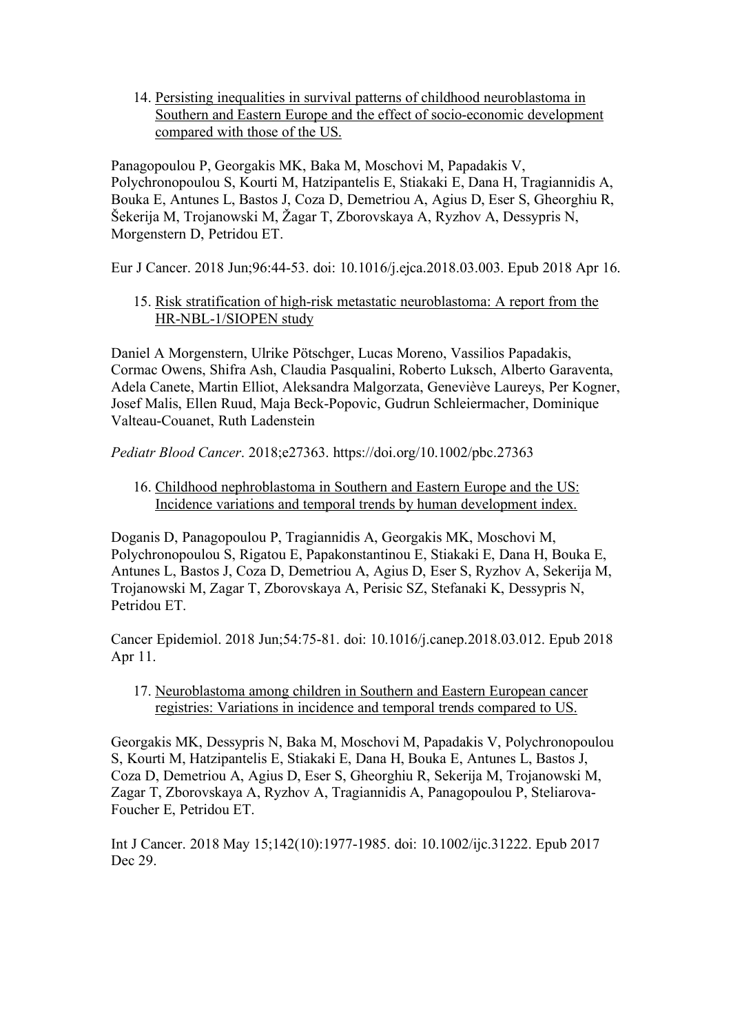14. <u>Persisting inequalities in survival patterns of childhood neuroblastoma in Southern and Eastern Europe and the effect of socio-economic development compared with those of the US.</u>

Panagopoulou P, Georgakis MK, Baka M, Moschovi M, Papadakis V, Polychronopoulou S, Kourti M, Hatzipantelis E, Stiakaki E, Dana H, Tragiannidis A, Bouka E, Antunes L, Bastos J, Coza D, Demetriou A, Agius D, Eser S, Gheorghiu R, Šekerija M, Trojanowski M, Žagar T, Zborovskaya A, Ryzhov A, Dessypris N, Morgenstern D, Petridou ET.

Eur J Cancer. 2018 Jun;96:44-53. doi: 10.1016/j.ejca.2018.03.003. Epub 2018 Apr 16.

15. <u>Risk stratification of high-risk metastatic neuroblastoma: A report from the HR-NBL-1/SIOPEN study</u>

Daniel A Morgenstern, Ulrike Pötschger, Lucas Moreno, Vassilios Papadakis, Cormac Owens, Shifra Ash, Claudia Pasqualini, Roberto Luksch, Alberto Garaventa, Adela Canete, Martin Elliot, Aleksandra Malgorzata, Geneviève Laureys, Per Kogner, Josef Malis, Ellen Ruud, Maja Beck-Popovic, Gudrun Schleiermacher, Dominique Valteau-Couanet, Ruth Ladenstein

*Pediatr Blood Cancer*. 2018;e27363. https://doi.org/10.1002/pbc.27363

16. <u>Childhood nephroblastoma in Southern and Eastern Europe and the US: Incidence variations and temporal trends by human development index.</u>

Doganis D, Panagopoulou P, Tragiannidis A, Georgakis MK, Moschovi M, Polychronopoulou S, Rigatou E, Papakonstantinou E, Stiakaki E, Dana H, Bouka E, Antunes L, Bastos J, Coza D, Demetriou A, Agius D, Eser S, Ryzhov A, Sekerija M, Trojanowski M, Zagar T, Zborovskaya A, Perisic SZ, Stefanaki K, Dessypris N, Petridou ET.

Cancer Epidemiol. 2018 Jun;54:75-81. doi: 10.1016/j.canep.2018.03.012. Epub 2018 Apr 11.

17. <u>Neuroblastoma among children in Southern and Eastern European cancer registries: Variations in incidence and temporal trends compared to US.</u>

Georgakis MK, Dessypris N, Baka M, Moschovi M, Papadakis V, Polychronopoulou S, Kourti M, Hatzipantelis E, Stiakaki E, Dana H, Bouka E, Antunes L, Bastos J, Coza D, Demetriou A, Agius D, Eser S, Gheorghiu R, Sekerija M, Trojanowski M, Zagar T, Zborovskaya A, Ryzhov A, Tragiannidis A, Panagopoulou P, Steliarova-Foucher E, Petridou ET.

Int J Cancer. 2018 May 15;142(10):1977-1985. doi: 10.1002/ijc.31222. Epub 2017 Dec 29.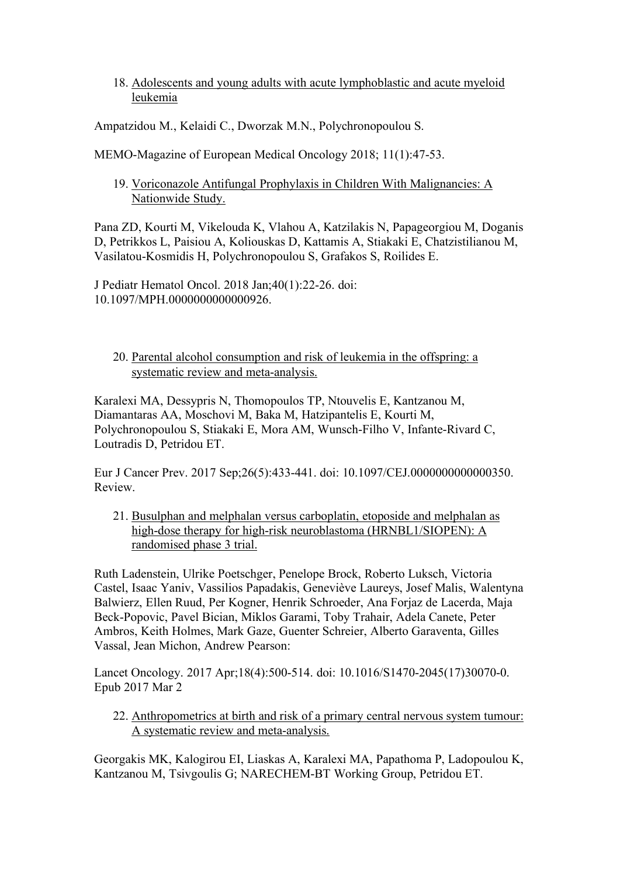18. <u>Adolescents and young adults with acute lymphoblastic and acute myeloid leukemia</u>

Ampatzidou M., Kelaidi C., Dworzak M.N., Polychronopoulou S.

MEMO-Magazine of European Medical Oncology 2018; 11(1):47-53.

19. <u>Voriconazole Antifungal Prophylaxis in Children With Malignancies: A Nationwide Study.</u>

Pana ZD, Kourti M, Vikelouda K, Vlahou A, Katzilakis N, Papageorgiou M, Doganis D, Petrikkos L, Paisiou A, Koliouskas D, Kattamis A, Stiakaki E, Chatzistilianou M, Vasilatou-Kosmidis H, Polychronopoulou S, Grafakos S, Roilides E.

J Pediatr Hematol Oncol. 2018 Jan;40(1):22-26. doi: 10.1097/MPH.0000000000000926.

20. <u>Parental alcohol consumption and risk of leukemia in the offspring: a systematic review and meta-analysis.</u>

Karalexi MA, Dessypris N, Thomopoulos TP, Ntouvelis E, Kantzanou M, Diamantaras AA, Moschovi M, Baka M, Hatzipantelis E, Kourti M, Polychronopoulou S, Stiakaki E, Mora AM, Wunsch-Filho V, Infante-Rivard C, Loutradis D, Petridou ET.

Eur J Cancer Prev. 2017 Sep;26(5):433-441. doi: 10.1097/CEJ.0000000000000350. Review.

21. <u>Busulphan and melphalan versus carboplatin, etoposide and melphalan as high-dose therapy for high-risk neuroblastoma (HRNBL1/SIOPEN): A randomised phase 3 trial.</u>

Ruth Ladenstein, Ulrike Poetschger, Penelope Brock, Roberto Luksch, Victoria Castel, Isaac Yaniv, Vassilios Papadakis, Geneviève Laureys, Josef Malis, Walentyna Balwierz, Ellen Ruud, Per Kogner, Henrik Schroeder, Ana Forjaz de Lacerda, Maja Beck-Popovic, Pavel Bician, Miklos Garami, Toby Trahair, Adela Canete, Peter Ambros, Keith Holmes, Mark Gaze, Guenter Schreier, Alberto Garaventa, Gilles Vassal, Jean Michon, Andrew Pearson:

Lancet Oncology. 2017 Apr;18(4):500-514. doi: 10.1016/S1470-2045(17)30070-0. Epub 2017 Mar 2

22. <u>Anthropometrics at birth and risk of a primary central nervous system tumour: A systematic review and meta-analysis.</u>

Georgakis MK, Kalogirou EI, Liaskas A, Karalexi MA, Papathoma P, Ladopoulou K, Kantzanou M, Tsivgoulis G; NARECHEM-BT Working Group, Petridou ET.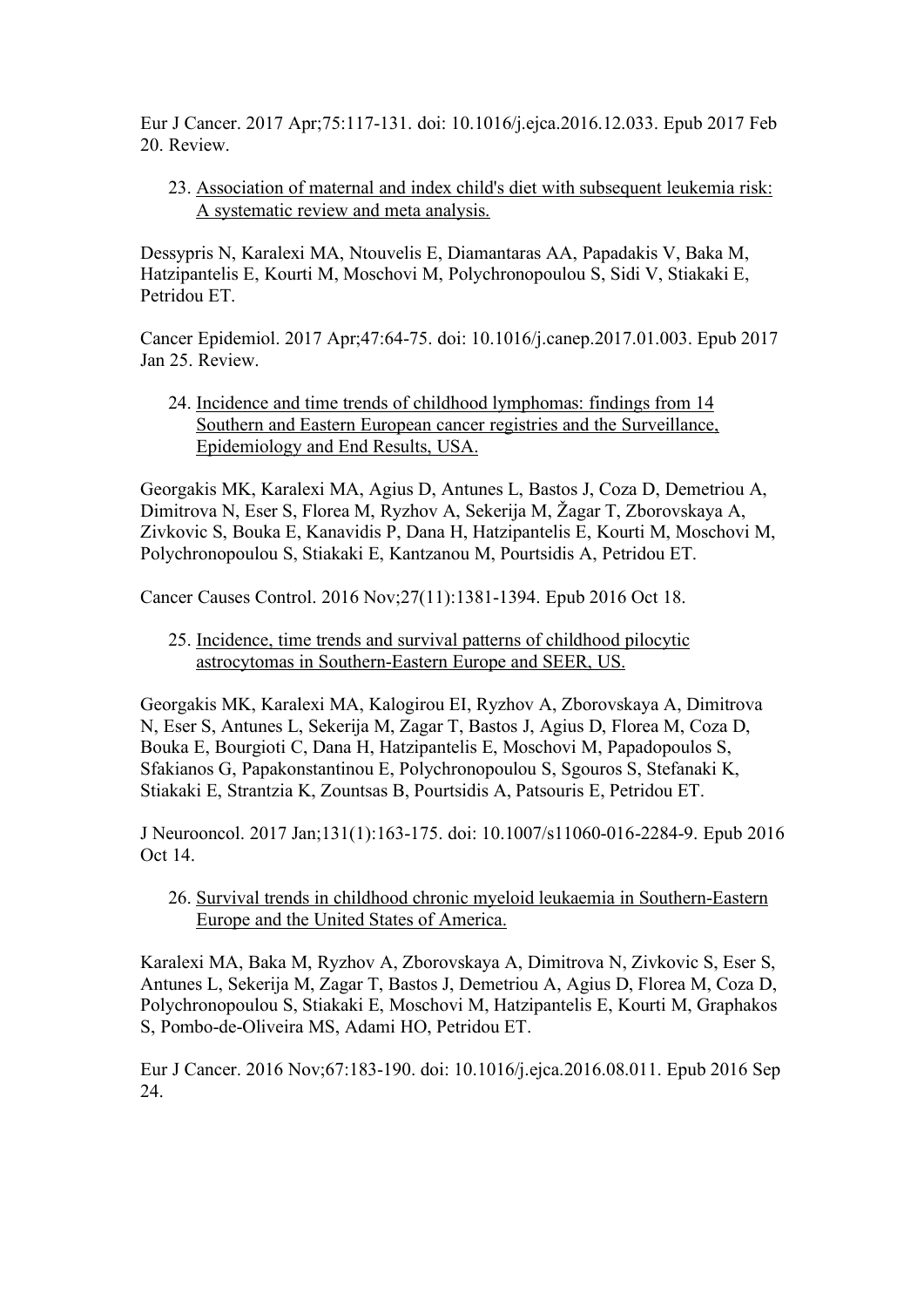Eur J Cancer. 2017 Apr;75:117-131. doi: 10.1016/j.ejca.2016.12.033. Epub 2017 Feb 20. Review.

23. Association of maternal and index child's diet with subsequent leukemia risk: A systematic review and meta analysis.

Dessypris N, Karalexi MA, Ntouvelis E, Diamantaras AA, Papadakis V, Baka M, Hatzipantelis E, Kourti M, Moschovi M, Polychronopoulou S, Sidi V, Stiakaki E, Petridou ET.

Cancer Epidemiol. 2017 Apr;47:64-75. doi: 10.1016/j.canep.2017.01.003. Epub 2017 Jan 25. Review.

24. Incidence and time trends of childhood lymphomas: findings from 14 Southern and Eastern European cancer registries and the Surveillance, Epidemiology and End Results, USA.

Georgakis MK, Karalexi MA, Agius D, Antunes L, Bastos J, Coza D, Demetriou A, Dimitrova N, Eser S, Florea M, Ryzhov A, Sekerija M, Žagar T, Zborovskaya A, Zivkovic S, Bouka E, Kanavidis P, Dana H, Hatzipantelis E, Kourti M, Moschovi M, Polychronopoulou S, Stiakaki E, Kantzanou M, Pourtsidis A, Petridou ET.

Cancer Causes Control. 2016 Nov;27(11):1381-1394. Epub 2016 Oct 18.

25. Incidence, time trends and survival patterns of childhood pilocytic astrocytomas in Southern-Eastern Europe and SEER, US.

Georgakis MK, Karalexi MA, Kalogirou EI, Ryzhov A, Zborovskaya A, Dimitrova N, Eser S, Antunes L, Sekerija M, Zagar T, Bastos J, Agius D, Florea M, Coza D, Bouka E, Bourgioti C, Dana H, Hatzipantelis E, Moschovi M, Papadopoulos S, Sfakianos G, Papakonstantinou E, Polychronopoulou S, Sgouros S, Stefanaki K, Stiakaki E, Strantzia K, Zountsas B, Pourtsidis A, Patsouris E, Petridou ET.

J Neurooncol. 2017 Jan;131(1):163-175. doi: 10.1007/s11060-016-2284-9. Epub 2016 Oct 14.

26. Survival trends in childhood chronic myeloid leukaemia in Southern-Eastern Europe and the United States of America.

Karalexi MA, Baka M, Ryzhov A, Zborovskaya A, Dimitrova N, Zivkovic S, Eser S, Antunes L, Sekerija M, Zagar T, Bastos J, Demetriou A, Agius D, Florea M, Coza D, Polychronopoulou S, Stiakaki E, Moschovi M, Hatzipantelis E, Kourti M, Graphakos S, Pombo-de-Oliveira MS, Adami HO, Petridou ET.

Eur J Cancer. 2016 Nov;67:183-190. doi: 10.1016/j.ejca.2016.08.011. Epub 2016 Sep 24.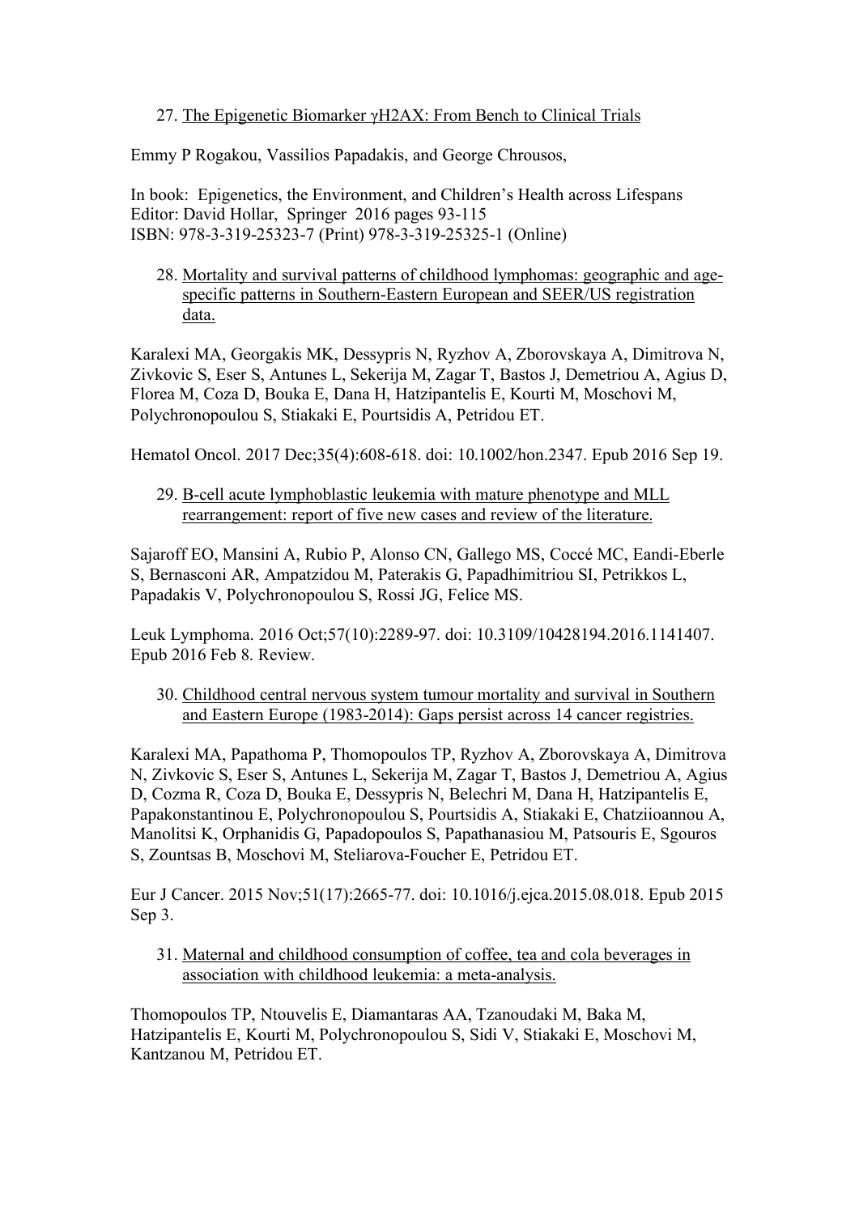27. <u>The Epigenetic Biomarker γH2AX: From Bench to Clinical Trials</u>

Emmy P Rogakou, Vassilios Papadakis, and George Chrousos,

In book: Epigenetics, the Environment, and Children's Health across Lifespans
Editor: David Hollar, Springer 2016 pages 93-115
ISBN: 978-3-319-25323-7 (Print) 978-3-319-25325-1 (Online)

28. <u>Mortality and survival patterns of childhood lymphomas: geographic and age-specific patterns in Southern-Eastern European and SEER/US registration data.</u>

Karalexi MA, Georgakis MK, Dessypris N, Ryzhov A, Zborovskaya A, Dimitrova N, Zivkovic S, Eser S, Antunes L, Sekerija M, Zagar T, Bastos J, Demetriou A, Agius D, Florea M, Coza D, Bouka E, Dana H, Hatzipantelis E, Kourti M, Moschovi M, Polychronopoulou S, Stiakaki E, Pourtsidis A, Petridou ET.

Hematol Oncol. 2017 Dec;35(4):608-618. doi: 10.1002/hon.2347. Epub 2016 Sep 19.

29. <u>B-cell acute lymphoblastic leukemia with mature phenotype and MLL rearrangement: report of five new cases and review of the literature.</u>

Sajaroff EO, Mansini A, Rubio P, Alonso CN, Gallego MS, Coccé MC, Eandi-Eberle S, Bernasconi AR, Ampatzidou M, Paterakis G, Papadhimitriou SI, Petrikkos L, Papadakis V, Polychronopoulou S, Rossi JG, Felice MS.

Leuk Lymphoma. 2016 Oct;57(10):2289-97. doi: 10.3109/10428194.2016.1141407. Epub 2016 Feb 8. Review.

30. <u>Childhood central nervous system tumour mortality and survival in Southern and Eastern Europe (1983-2014): Gaps persist across 14 cancer registries.</u>

Karalexi MA, Papathoma P, Thomopoulos TP, Ryzhov A, Zborovskaya A, Dimitrova N, Zivkovic S, Eser S, Antunes L, Sekerija M, Zagar T, Bastos J, Demetriou A, Agius D, Cozma R, Coza D, Bouka E, Dessypris N, Belechri M, Dana H, Hatzipantelis E, Papakonstantinou E, Polychronopoulou S, Pourtsidis A, Stiakaki E, Chatziioannou A, Manolitsi K, Orphanidis G, Papadopoulos S, Papathanasiou M, Patsouris E, Sgouros S, Zountsas B, Moschovi M, Steliarova-Foucher E, Petridou ET.

Eur J Cancer. 2015 Nov;51(17):2665-77. doi: 10.1016/j.ejca.2015.08.018. Epub 2015 Sep 3.

31. <u>Maternal and childhood consumption of coffee, tea and cola beverages in association with childhood leukemia: a meta-analysis.</u>

Thomopoulos TP, Ntouvelis E, Diamantaras AA, Tzanoudaki M, Baka M, Hatzipantelis E, Kourti M, Polychronopoulou S, Sidi V, Stiakaki E, Moschovi M, Kantzanou M, Petridou ET.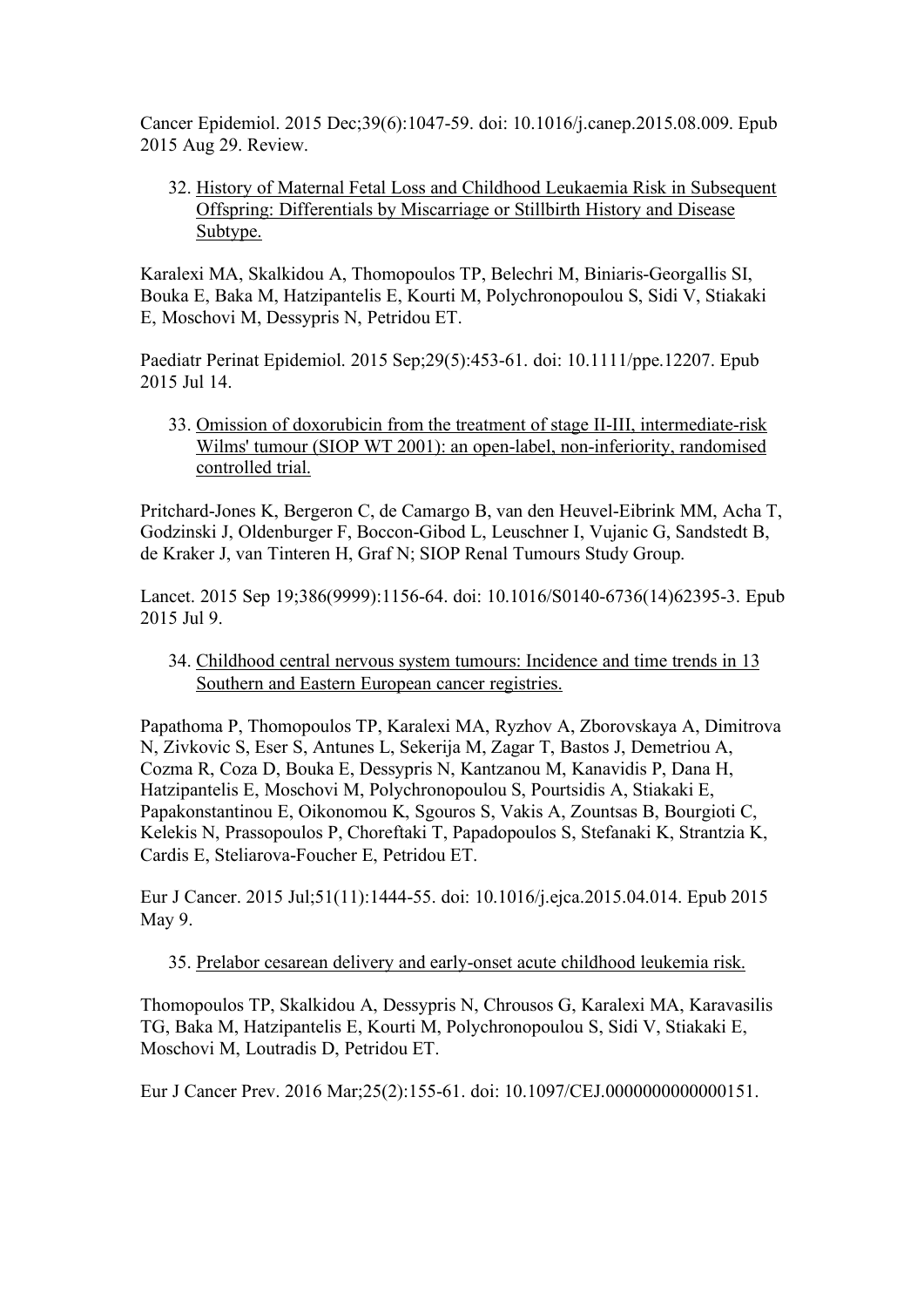Cancer Epidemiol. 2015 Dec;39(6):1047-59. doi: 10.1016/j.canep.2015.08.009. Epub 2015 Aug 29. Review.

32. History of Maternal Fetal Loss and Childhood Leukaemia Risk in Subsequent Offspring: Differentials by Miscarriage or Stillbirth History and Disease Subtype.

Karalexi MA, Skalkidou A, Thomopoulos TP, Belechri M, Biniaris-Georgallis SI, Bouka E, Baka M, Hatzipantelis E, Kourti M, Polychronopoulou S, Sidi V, Stiakaki E, Moschovi M, Dessypris N, Petridou ET.

Paediatr Perinat Epidemiol. 2015 Sep;29(5):453-61. doi: 10.1111/ppe.12207. Epub 2015 Jul 14.

33. Omission of doxorubicin from the treatment of stage II-III, intermediate-risk Wilms' tumour (SIOP WT 2001): an open-label, non-inferiority, randomised controlled trial.

Pritchard-Jones K, Bergeron C, de Camargo B, van den Heuvel-Eibrink MM, Acha T, Godzinski J, Oldenburger F, Boccon-Gibod L, Leuschner I, Vujanic G, Sandstedt B, de Kraker J, van Tinteren H, Graf N; SIOP Renal Tumours Study Group.

Lancet. 2015 Sep 19;386(9999):1156-64. doi: 10.1016/S0140-6736(14)62395-3. Epub 2015 Jul 9.

34. Childhood central nervous system tumours: Incidence and time trends in 13 Southern and Eastern European cancer registries.

Papathoma P, Thomopoulos TP, Karalexi MA, Ryzhov A, Zborovskaya A, Dimitrova N, Zivkovic S, Eser S, Antunes L, Sekerija M, Zagar T, Bastos J, Demetriou A, Cozma R, Coza D, Bouka E, Dessypris N, Kantzanou M, Kanavidis P, Dana H, Hatzipantelis E, Moschovi M, Polychronopoulou S, Pourtsidis A, Stiakaki E, Papakonstantinou E, Oikonomou K, Sgouros S, Vakis A, Zountsas B, Bourgioti C, Kelekis N, Prassopoulos P, Choreftaki T, Papadopoulos S, Stefanaki K, Strantzia K, Cardis E, Steliarova-Foucher E, Petridou ET.

Eur J Cancer. 2015 Jul;51(11):1444-55. doi: 10.1016/j.ejca.2015.04.014. Epub 2015 May 9.

35. Prelabor cesarean delivery and early-onset acute childhood leukemia risk.

Thomopoulos TP, Skalkidou A, Dessypris N, Chrousos G, Karalexi MA, Karavasilis TG, Baka M, Hatzipantelis E, Kourti M, Polychronopoulou S, Sidi V, Stiakaki E, Moschovi M, Loutradis D, Petridou ET.

Eur J Cancer Prev. 2016 Mar;25(2):155-61. doi: 10.1097/CEJ.0000000000000151.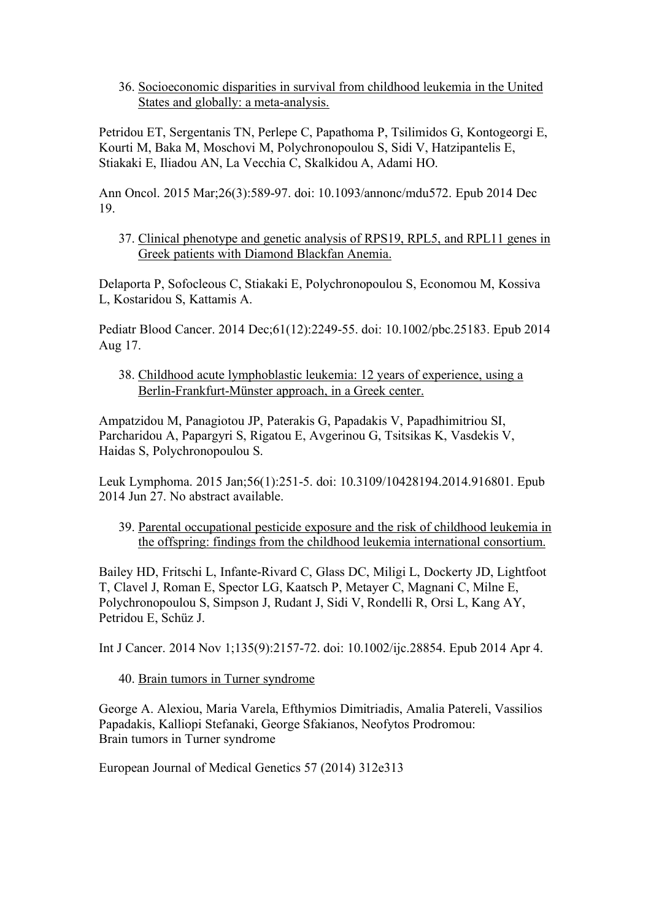36. <u>Socioeconomic disparities in survival from childhood leukemia in the United States and globally: a meta-analysis.</u>

Petridou ET, Sergentanis TN, Perlepe C, Papathoma P, Tsilimidos G, Kontogeorgi E, Kourti M, Baka M, Moschovi M, Polychronopoulou S, Sidi V, Hatzipantelis E, Stiakaki E, Iliadou AN, La Vecchia C, Skalkidou A, Adami HO.

Ann Oncol. 2015 Mar;26(3):589-97. doi: 10.1093/annonc/mdu572. Epub 2014 Dec 19.

37. <u>Clinical phenotype and genetic analysis of RPS19, RPL5, and RPL11 genes in Greek patients with Diamond Blackfan Anemia.</u>

Delaporta P, Sofocleous C, Stiakaki E, Polychronopoulou S, Economou M, Kossiva L, Kostaridou S, Kattamis A.

Pediatr Blood Cancer. 2014 Dec;61(12):2249-55. doi: 10.1002/pbc.25183. Epub 2014 Aug 17.

38. <u>Childhood acute lymphoblastic leukemia: 12 years of experience, using a Berlin-Frankfurt-Münster approach, in a Greek center.</u>

Ampatzidou M, Panagiotou JP, Paterakis G, Papadakis V, Papadhimitriou SI, Parcharidou A, Papargyri S, Rigatou E, Avgerinou G, Tsitsikas K, Vasdekis V, Haidas S, Polychronopoulou S.

Leuk Lymphoma. 2015 Jan;56(1):251-5. doi: 10.3109/10428194.2014.916801. Epub 2014 Jun 27. No abstract available.

39. <u>Parental occupational pesticide exposure and the risk of childhood leukemia in the offspring: findings from the childhood leukemia international consortium.</u>

Bailey HD, Fritschi L, Infante-Rivard C, Glass DC, Miligi L, Dockerty JD, Lightfoot T, Clavel J, Roman E, Spector LG, Kaatsch P, Metayer C, Magnani C, Milne E, Polychronopoulou S, Simpson J, Rudant J, Sidi V, Rondelli R, Orsi L, Kang AY, Petridou E, Schüz J.

Int J Cancer. 2014 Nov 1;135(9):2157-72. doi: 10.1002/ijc.28854. Epub 2014 Apr 4.

40. <u>Brain tumors in Turner syndrome</u>

George A. Alexiou, Maria Varela, Efthymios Dimitriadis, Amalia Patereli, Vassilios Papadakis, Kalliopi Stefanaki, George Sfakianos, Neofytos Prodromou:
Brain tumors in Turner syndrome

European Journal of Medical Genetics 57 (2014) 312e313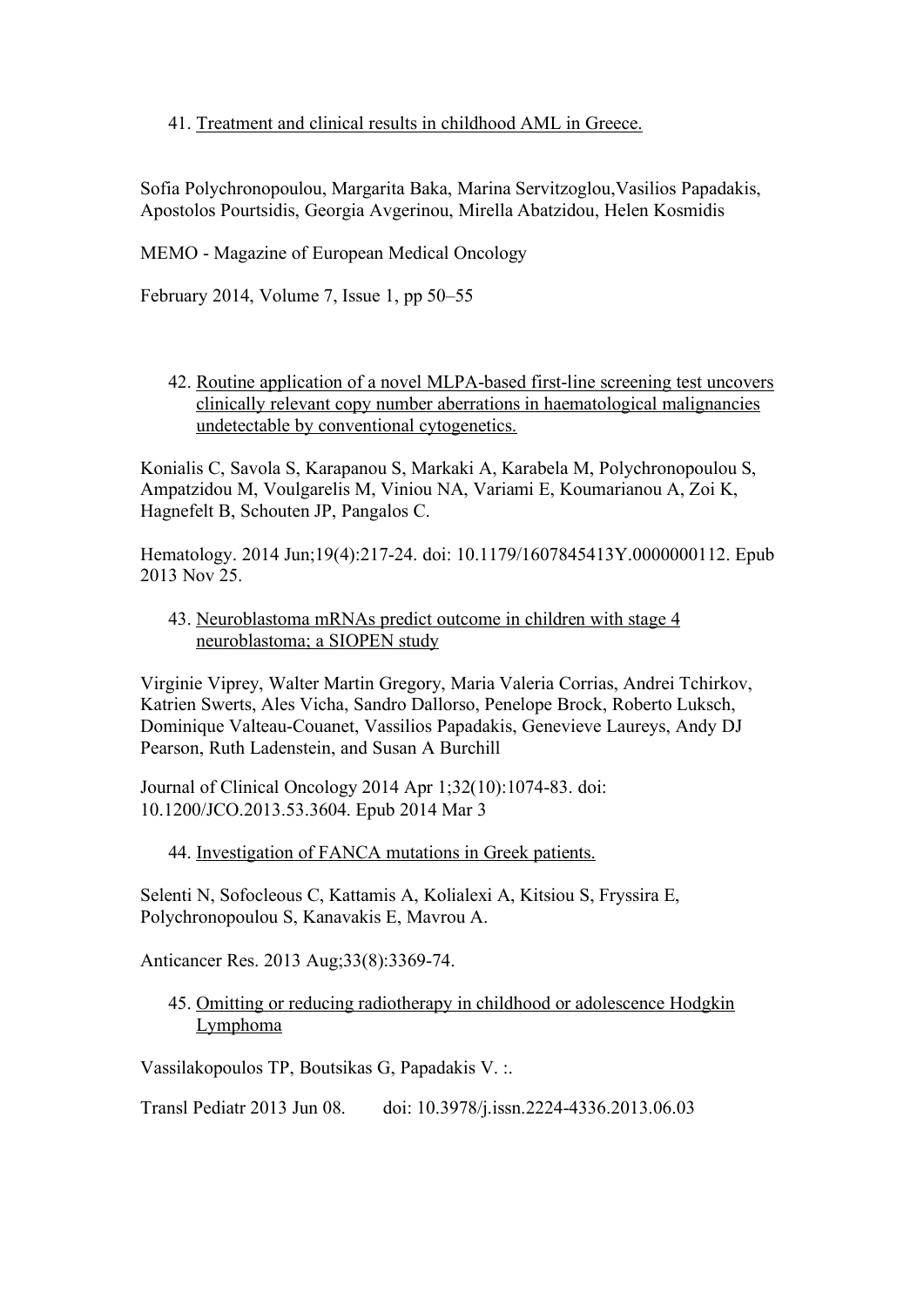41. Treatment and clinical results in childhood AML in Greece.

Sofia Polychronopoulou, Margarita Baka, Marina Servitzoglou,Vasilios Papadakis, Apostolos Pourtsidis, Georgia Avgerinou, Mirella Abatzidou, Helen Kosmidis

MEMO - Magazine of European Medical Oncology

February 2014, Volume 7, Issue 1, pp 50–55

42. Routine application of a novel MLPA-based first-line screening test uncovers clinically relevant copy number aberrations in haematological malignancies undetectable by conventional cytogenetics.

Konialis C, Savola S, Karapanou S, Markaki A, Karabela M, Polychronopoulou S, Ampatzidou M, Voulgarelis M, Viniou NA, Variami E, Koumarianou A, Zoi K, Hagnefelt B, Schouten JP, Pangalos C.

Hematology. 2014 Jun;19(4):217-24. doi: 10.1179/1607845413Y.0000000112. Epub 2013 Nov 25.

43. Neuroblastoma mRNAs predict outcome in children with stage 4 neuroblastoma; a SIOPEN study

Virginie Viprey, Walter Martin Gregory, Maria Valeria Corrias, Andrei Tchirkov, Katrien Swerts, Ales Vicha, Sandro Dallorso, Penelope Brock, Roberto Luksch, Dominique Valteau-Couanet, Vassilios Papadakis, Genevieve Laureys, Andy DJ Pearson, Ruth Ladenstein, and Susan A Burchill

Journal of Clinical Oncology 2014 Apr 1;32(10):1074-83. doi: 10.1200/JCO.2013.53.3604. Epub 2014 Mar 3

44. Investigation of FANCA mutations in Greek patients.

Selenti N, Sofocleous C, Kattamis A, Kolialexi A, Kitsiou S, Fryssira E, Polychronopoulou S, Kanavakis E, Mavrou A.

Anticancer Res. 2013 Aug;33(8):3369-74.

45. Omitting or reducing radiotherapy in childhood or adolescence Hodgkin Lymphoma

Vassilakopoulos TP, Boutsikas G, Papadakis V. :.

Transl Pediatr 2013 Jun 08. doi: 10.3978/j.issn.2224-4336.2013.06.03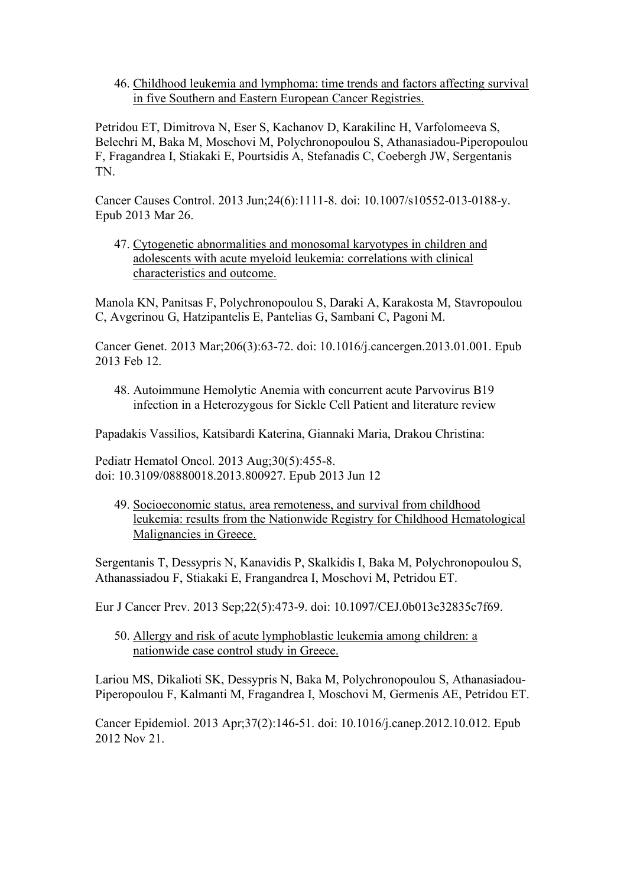46. Childhood leukemia and lymphoma: time trends and factors affecting survival in five Southern and Eastern European Cancer Registries.

Petridou ET, Dimitrova N, Eser S, Kachanov D, Karakilinc H, Varfolomeeva S, Belechri M, Baka M, Moschovi M, Polychronopoulou S, Athanasiadou-Piperopoulou F, Fragandrea I, Stiakaki E, Pourtsidis A, Stefanadis C, Coebergh JW, Sergentanis TN.

Cancer Causes Control. 2013 Jun;24(6):1111-8. doi: 10.1007/s10552-013-0188-y. Epub 2013 Mar 26.

47. Cytogenetic abnormalities and monosomal karyotypes in children and adolescents with acute myeloid leukemia: correlations with clinical characteristics and outcome.

Manola KN, Panitsas F, Polychronopoulou S, Daraki A, Karakosta M, Stavropoulou C, Avgerinou G, Hatzipantelis E, Pantelias G, Sambani C, Pagoni M.

Cancer Genet. 2013 Mar;206(3):63-72. doi: 10.1016/j.cancergen.2013.01.001. Epub 2013 Feb 12.

48. Autoimmune Hemolytic Anemia with concurrent acute Parvovirus B19 infection in a Heterozygous for Sickle Cell Patient and literature review

Papadakis Vassilios, Katsibardi Katerina, Giannaki Maria, Drakou Christina:

Pediatr Hematol Oncol. 2013 Aug;30(5):455-8.
doi: 10.3109/08880018.2013.800927. Epub 2013 Jun 12

49. Socioeconomic status, area remoteness, and survival from childhood leukemia: results from the Nationwide Registry for Childhood Hematological Malignancies in Greece.

Sergentanis T, Dessypris N, Kanavidis P, Skalkidis I, Baka M, Polychronopoulou S, Athanassiadou F, Stiakaki E, Frangandrea I, Moschovi M, Petridou ET.

Eur J Cancer Prev. 2013 Sep;22(5):473-9. doi: 10.1097/CEJ.0b013e32835c7f69.

50. Allergy and risk of acute lymphoblastic leukemia among children: a nationwide case control study in Greece.

Lariou MS, Dikalioti SK, Dessypris N, Baka M, Polychronopoulou S, Athanasiadou-Piperopoulou F, Kalmanti M, Fragandrea I, Moschovi M, Germenis AE, Petridou ET.

Cancer Epidemiol. 2013 Apr;37(2):146-51. doi: 10.1016/j.canep.2012.10.012. Epub 2012 Nov 21.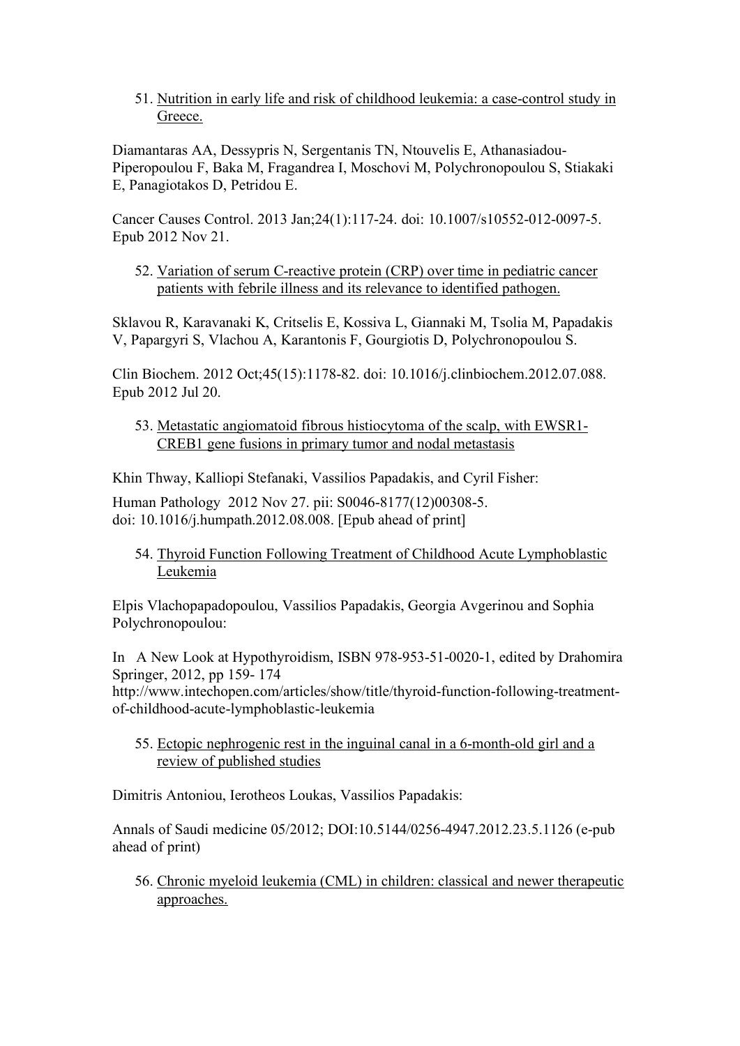51. <u>Nutrition in early life and risk of childhood leukemia: a case-control study in Greece.</u>

Diamantaras AA, Dessypris N, Sergentanis TN, Ntouvelis E, Athanasiadou-Piperopoulou F, Baka M, Fragandrea I, Moschovi M, Polychronopoulou S, Stiakaki E, Panagiotakos D, Petridou E.

Cancer Causes Control. 2013 Jan;24(1):117-24. doi: 10.1007/s10552-012-0097-5. Epub 2012 Nov 21.

52. <u>Variation of serum C-reactive protein (CRP) over time in pediatric cancer patients with febrile illness and its relevance to identified pathogen.</u>

Sklavou R, Karavanaki K, Critselis E, Kossiva L, Giannaki M, Tsolia M, Papadakis V, Papargyri S, Vlachou A, Karantonis F, Gourgiotis D, Polychronopoulou S.

Clin Biochem. 2012 Oct;45(15):1178-82. doi: 10.1016/j.clinbiochem.2012.07.088. Epub 2012 Jul 20.

53. <u>Metastatic angiomatoid fibrous histiocytoma of the scalp, with EWSR1-CREB1 gene fusions in primary tumor and nodal metastasis</u>

Khin Thway, Kalliopi Stefanaki, Vassilios Papadakis, and Cyril Fisher:

Human Pathology 2012 Nov 27. pii: S0046-8177(12)00308-5.
doi: 10.1016/j.humpath.2012.08.008. [Epub ahead of print]

54. <u>Thyroid Function Following Treatment of Childhood Acute Lymphoblastic Leukemia</u>

Elpis Vlachopapadopoulou, Vassilios Papadakis, Georgia Avgerinou and Sophia Polychronopoulou:

In A New Look at Hypothyroidism, ISBN 978-953-51-0020-1, edited by Drahomira Springer, 2012, pp 159- 174
http://www.intechopen.com/articles/show/title/thyroid-function-following-treatment-of-childhood-acute-lymphoblastic-leukemia

55. <u>Ectopic nephrogenic rest in the inguinal canal in a 6-month-old girl and a review of published studies</u>

Dimitris Antoniou, Ierotheos Loukas, Vassilios Papadakis:

Annals of Saudi medicine 05/2012; DOI:10.5144/0256-4947.2012.23.5.1126 (e-pub ahead of print)

56. <u>Chronic myeloid leukemia (CML) in children: classical and newer therapeutic approaches.</u>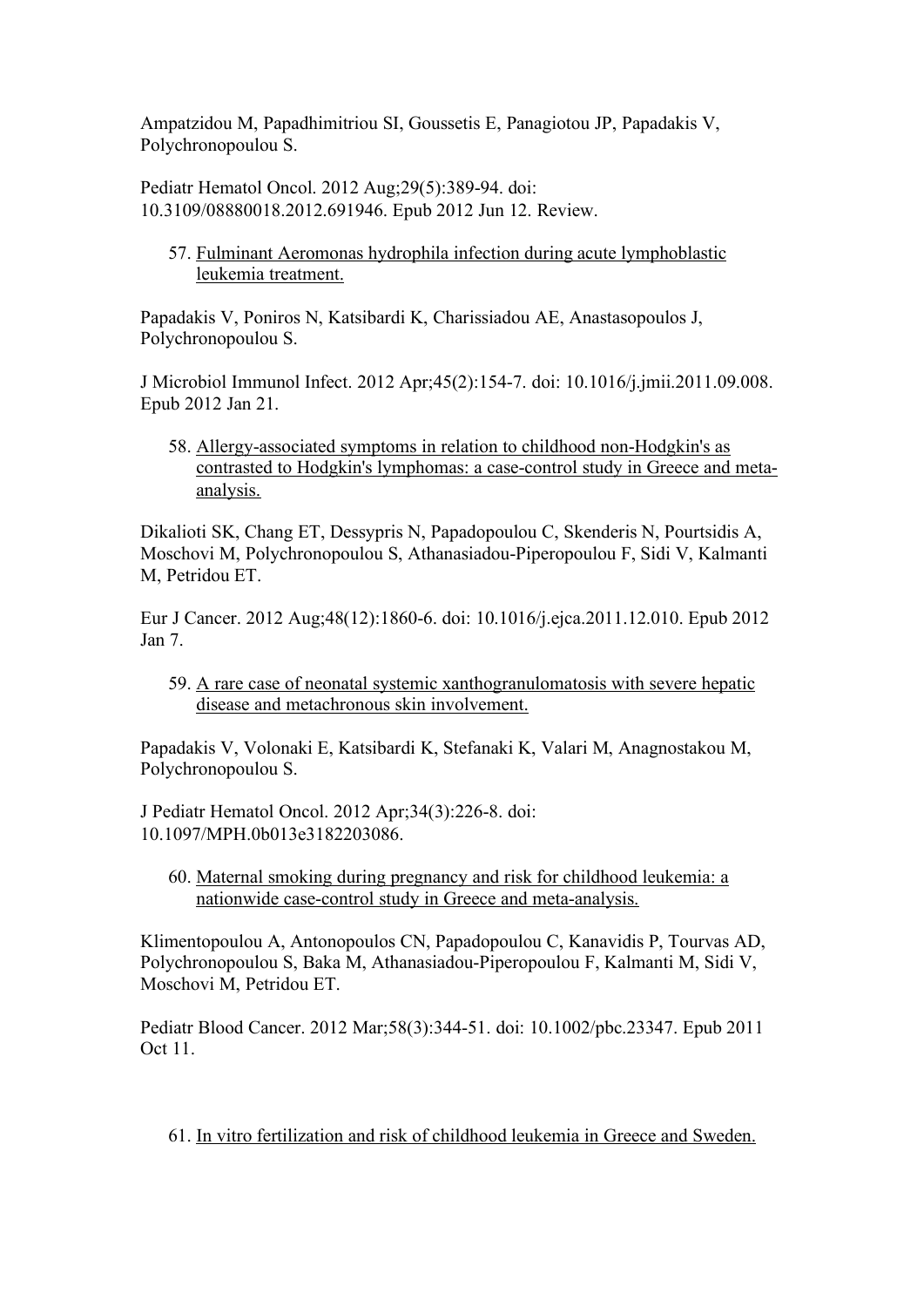Ampatzidou M, Papadhimitriou SI, Goussetis E, Panagiotou JP, Papadakis V, Polychronopoulou S.

Pediatr Hematol Oncol. 2012 Aug;29(5):389-94. doi: 10.3109/08880018.2012.691946. Epub 2012 Jun 12. Review.

57. Fulminant Aeromonas hydrophila infection during acute lymphoblastic leukemia treatment.

Papadakis V, Poniros N, Katsibardi K, Charissiadou AE, Anastasopoulos J, Polychronopoulou S.

J Microbiol Immunol Infect. 2012 Apr;45(2):154-7. doi: 10.1016/j.jmii.2011.09.008. Epub 2012 Jan 21.

58. Allergy-associated symptoms in relation to childhood non-Hodgkin's as contrasted to Hodgkin's lymphomas: a case-control study in Greece and meta-analysis.

Dikalioti SK, Chang ET, Dessypris N, Papadopoulou C, Skenderis N, Pourtsidis A, Moschovi M, Polychronopoulou S, Athanasiadou-Piperopoulou F, Sidi V, Kalmanti M, Petridou ET.

Eur J Cancer. 2012 Aug;48(12):1860-6. doi: 10.1016/j.ejca.2011.12.010. Epub 2012 Jan 7.

59. A rare case of neonatal systemic xanthogranulomatosis with severe hepatic disease and metachronous skin involvement.

Papadakis V, Volonaki E, Katsibardi K, Stefanaki K, Valari M, Anagnostakou M, Polychronopoulou S.

J Pediatr Hematol Oncol. 2012 Apr;34(3):226-8. doi: 10.1097/MPH.0b013e3182203086.

60. Maternal smoking during pregnancy and risk for childhood leukemia: a nationwide case-control study in Greece and meta-analysis.

Klimentopoulou A, Antonopoulos CN, Papadopoulou C, Kanavidis P, Tourvas AD, Polychronopoulou S, Baka M, Athanasiadou-Piperopoulou F, Kalmanti M, Sidi V, Moschovi M, Petridou ET.

Pediatr Blood Cancer. 2012 Mar;58(3):344-51. doi: 10.1002/pbc.23347. Epub 2011 Oct 11.

61. In vitro fertilization and risk of childhood leukemia in Greece and Sweden.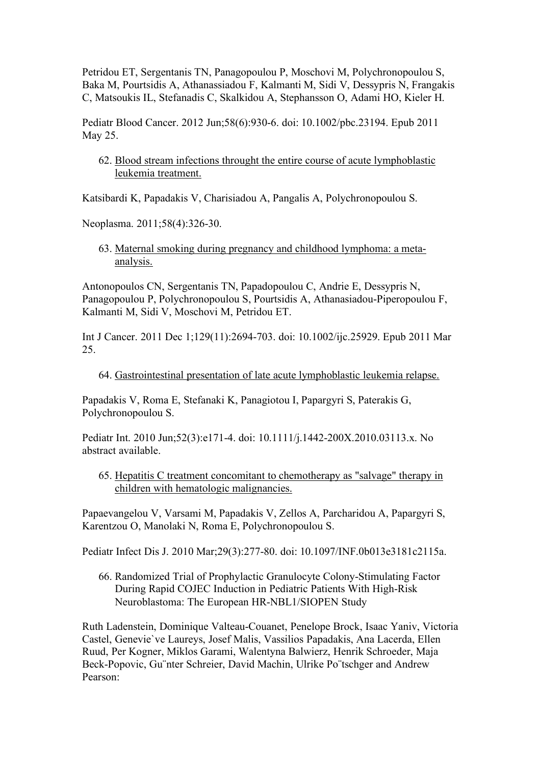Petridou ET, Sergentanis TN, Panagopoulou P, Moschovi M, Polychronopoulou S, Baka M, Pourtsidis A, Athanassiadou F, Kalmanti M, Sidi V, Dessypris N, Frangakis C, Matsoukis IL, Stefanadis C, Skalkidou A, Stephansson O, Adami HO, Kieler H.

Pediatr Blood Cancer. 2012 Jun;58(6):930-6. doi: 10.1002/pbc.23194. Epub 2011 May 25.

62. Blood stream infections throught the entire course of acute lymphoblastic leukemia treatment.

Katsibardi K, Papadakis V, Charisiadou A, Pangalis A, Polychronopoulou S.

Neoplasma. 2011;58(4):326-30.

63. Maternal smoking during pregnancy and childhood lymphoma: a meta-analysis.

Antonopoulos CN, Sergentanis TN, Papadopoulou C, Andrie E, Dessypris N, Panagopoulou P, Polychronopoulou S, Pourtsidis A, Athanasiadou-Piperopoulou F, Kalmanti M, Sidi V, Moschovi M, Petridou ET.

Int J Cancer. 2011 Dec 1;129(11):2694-703. doi: 10.1002/ijc.25929. Epub 2011 Mar 25.

64. Gastrointestinal presentation of late acute lymphoblastic leukemia relapse.

Papadakis V, Roma E, Stefanaki K, Panagiotou I, Papargyri S, Paterakis G, Polychronopoulou S.

Pediatr Int. 2010 Jun;52(3):e171-4. doi: 10.1111/j.1442-200X.2010.03113.x. No abstract available.

65. Hepatitis C treatment concomitant to chemotherapy as "salvage" therapy in children with hematologic malignancies.

Papaevangelou V, Varsami M, Papadakis V, Zellos A, Parcharidou A, Papargyri S, Karentzou O, Manolaki N, Roma E, Polychronopoulou S.

Pediatr Infect Dis J. 2010 Mar;29(3):277-80. doi: 10.1097/INF.0b013e3181c2115a.

66. Randomized Trial of Prophylactic Granulocyte Colony-Stimulating Factor During Rapid COJEC Induction in Pediatric Patients With High-Risk Neuroblastoma: The European HR-NBL1/SIOPEN Study

Ruth Ladenstein, Dominique Valteau-Couanet, Penelope Brock, Isaac Yaniv, Victoria Castel, Genevie`ve Laureys, Josef Malis, Vassilios Papadakis, Ana Lacerda, Ellen Ruud, Per Kogner, Miklos Garami, Walentyna Balwierz, Henrik Schroeder, Maja Beck-Popovic, Gu¨nter Schreier, David Machin, Ulrike Po¨tschger and Andrew Pearson: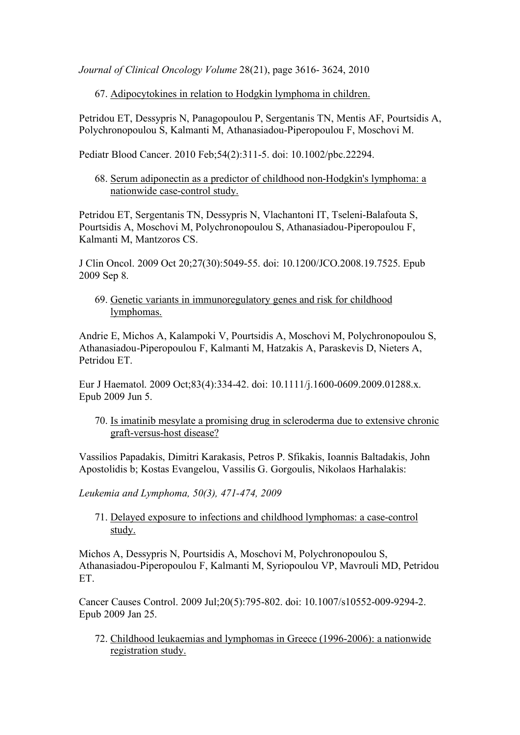*Journal of Clinical Oncology Volume* 28(21), page 3616- 3624, 2010

67. Adipocytokines in relation to Hodgkin lymphoma in children.

Petridou ET, Dessypris N, Panagopoulou P, Sergentanis TN, Mentis AF, Pourtsidis A, Polychronopoulou S, Kalmanti M, Athanasiadou-Piperopoulou F, Moschovi M.

Pediatr Blood Cancer. 2010 Feb;54(2):311-5. doi: 10.1002/pbc.22294.

68. Serum adiponectin as a predictor of childhood non-Hodgkin's lymphoma: a nationwide case-control study.

Petridou ET, Sergentanis TN, Dessypris N, Vlachantoni IT, Tseleni-Balafouta S, Pourtsidis A, Moschovi M, Polychronopoulou S, Athanasiadou-Piperopoulou F, Kalmanti M, Mantzoros CS.

J Clin Oncol. 2009 Oct 20;27(30):5049-55. doi: 10.1200/JCO.2008.19.7525. Epub 2009 Sep 8.

69. Genetic variants in immunoregulatory genes and risk for childhood lymphomas.

Andrie E, Michos A, Kalampoki V, Pourtsidis A, Moschovi M, Polychronopoulou S, Athanasiadou-Piperopoulou F, Kalmanti M, Hatzakis A, Paraskevis D, Nieters A, Petridou ET.

Eur J Haematol. 2009 Oct;83(4):334-42. doi: 10.1111/j.1600-0609.2009.01288.x. Epub 2009 Jun 5.

70. Is imatinib mesylate a promising drug in scleroderma due to extensive chronic graft-versus-host disease?

Vassilios Papadakis, Dimitri Karakasis, Petros P. Sfikakis, Ioannis Baltadakis, John Apostolidis b; Kostas Evangelou, Vassilis G. Gorgoulis, Nikolaos Harhalakis:

*Leukemia and Lymphoma, 50(3), 471-474, 2009*

71. Delayed exposure to infections and childhood lymphomas: a case-control study.

Michos A, Dessypris N, Pourtsidis A, Moschovi M, Polychronopoulou S, Athanasiadou-Piperopoulou F, Kalmanti M, Syriopoulou VP, Mavrouli MD, Petridou ET.

Cancer Causes Control. 2009 Jul;20(5):795-802. doi: 10.1007/s10552-009-9294-2. Epub 2009 Jan 25.

72. Childhood leukaemias and lymphomas in Greece (1996-2006): a nationwide registration study.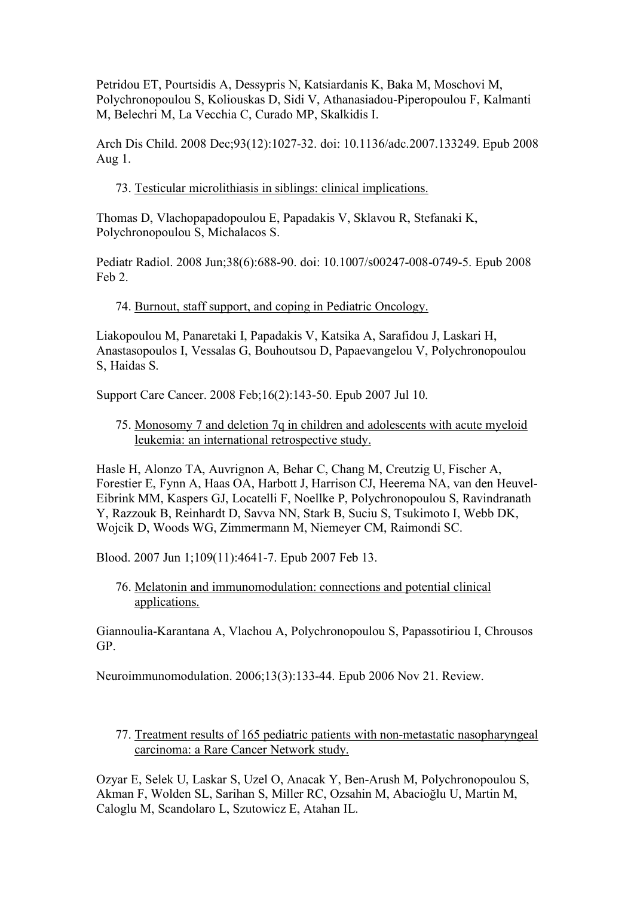Petridou ET, Pourtsidis A, Dessypris N, Katsiardanis K, Baka M, Moschovi M, Polychronopoulou S, Koliouskas D, Sidi V, Athanasiadou-Piperopoulou F, Kalmanti M, Belechri M, La Vecchia C, Curado MP, Skalkidis I.

Arch Dis Child. 2008 Dec;93(12):1027-32. doi: 10.1136/adc.2007.133249. Epub 2008 Aug 1.

73. Testicular microlithiasis in siblings: clinical implications.

Thomas D, Vlachopapadopoulou E, Papadakis V, Sklavou R, Stefanaki K, Polychronopoulou S, Michalacos S.

Pediatr Radiol. 2008 Jun;38(6):688-90. doi: 10.1007/s00247-008-0749-5. Epub 2008 Feb 2.

74. Burnout, staff support, and coping in Pediatric Oncology.

Liakopoulou M, Panaretaki I, Papadakis V, Katsika A, Sarafidou J, Laskari H, Anastasopoulos I, Vessalas G, Bouhoutsou D, Papaevangelou V, Polychronopoulou S, Haidas S.

Support Care Cancer. 2008 Feb;16(2):143-50. Epub 2007 Jul 10.

75. Monosomy 7 and deletion 7q in children and adolescents with acute myeloid leukemia: an international retrospective study.

Hasle H, Alonzo TA, Auvrignon A, Behar C, Chang M, Creutzig U, Fischer A, Forestier E, Fynn A, Haas OA, Harbott J, Harrison CJ, Heerema NA, van den Heuvel-Eibrink MM, Kaspers GJ, Locatelli F, Noellke P, Polychronopoulou S, Ravindranath Y, Razzouk B, Reinhardt D, Savva NN, Stark B, Suciu S, Tsukimoto I, Webb DK, Wojcik D, Woods WG, Zimmermann M, Niemeyer CM, Raimondi SC.

Blood. 2007 Jun 1;109(11):4641-7. Epub 2007 Feb 13.

76. Melatonin and immunomodulation: connections and potential clinical applications.

Giannoulia-Karantana A, Vlachou A, Polychronopoulou S, Papassotiriou I, Chrousos GP.

Neuroimmunomodulation. 2006;13(3):133-44. Epub 2006 Nov 21. Review.

77. Treatment results of 165 pediatric patients with non-metastatic nasopharyngeal carcinoma: a Rare Cancer Network study.

Ozyar E, Selek U, Laskar S, Uzel O, Anacak Y, Ben-Arush M, Polychronopoulou S, Akman F, Wolden SL, Sarihan S, Miller RC, Ozsahin M, Abacioğlu U, Martin M, Caloglu M, Scandolaro L, Szutowicz E, Atahan IL.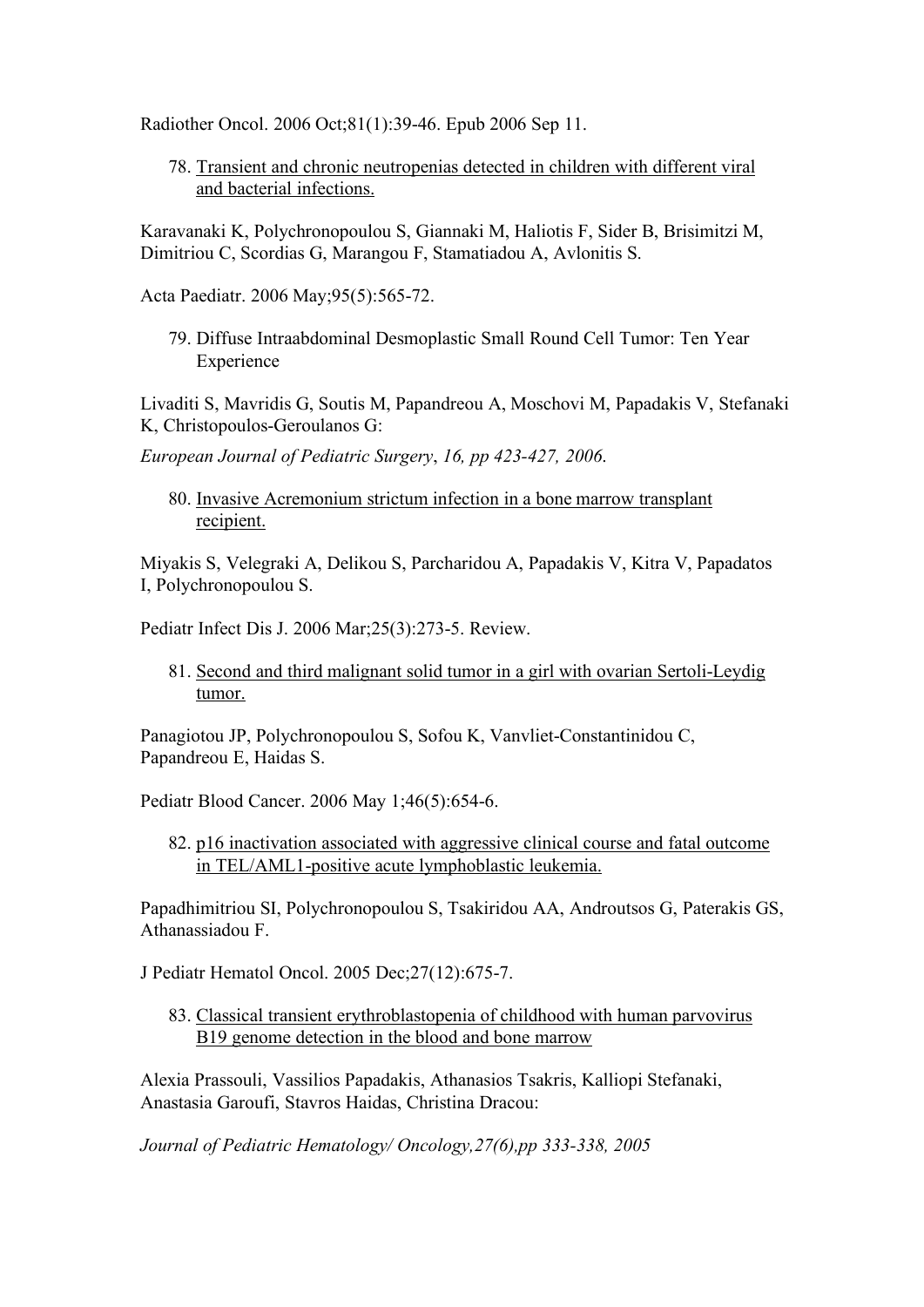Radiother Oncol. 2006 Oct;81(1):39-46. Epub 2006 Sep 11.

78. Transient and chronic neutropenias detected in children with different viral and bacterial infections.

Karavanaki K, Polychronopoulou S, Giannaki M, Haliotis F, Sider B, Brisimitzi M, Dimitriou C, Scordias G, Marangou F, Stamatiadou A, Avlonitis S.

Acta Paediatr. 2006 May;95(5):565-72.

79. Diffuse Intraabdominal Desmoplastic Small Round Cell Tumor: Ten Year Experience

Livaditi S, Mavridis G, Soutis M, Papandreou A, Moschovi M, Papadakis V, Stefanaki K, Christopoulos-Geroulanos G:

*European Journal of Pediatric Surgery*, *16, pp 423-427, 2006.*

80. Invasive Acremonium strictum infection in a bone marrow transplant recipient.

Miyakis S, Velegraki A, Delikou S, Parcharidou A, Papadakis V, Kitra V, Papadatos I, Polychronopoulou S.

Pediatr Infect Dis J. 2006 Mar;25(3):273-5. Review.

81. Second and third malignant solid tumor in a girl with ovarian Sertoli-Leydig tumor.

Panagiotou JP, Polychronopoulou S, Sofou K, Vanvliet-Constantinidou C, Papandreou E, Haidas S.

Pediatr Blood Cancer. 2006 May 1;46(5):654-6.

82. p16 inactivation associated with aggressive clinical course and fatal outcome in TEL/AML1-positive acute lymphoblastic leukemia.

Papadhimitriou SI, Polychronopoulou S, Tsakiridou AA, Androutsos G, Paterakis GS, Athanassiadou F.

J Pediatr Hematol Oncol. 2005 Dec;27(12):675-7.

83. Classical transient erythroblastopenia of childhood with human parvovirus B19 genome detection in the blood and bone marrow

Alexia Prassouli, Vassilios Papadakis, Athanasios Tsakris, Kalliopi Stefanaki, Anastasia Garoufi, Stavros Haidas, Christina Dracou:

*Journal of Pediatric Hematology/ Oncology,27(6),pp 333-338, 2005*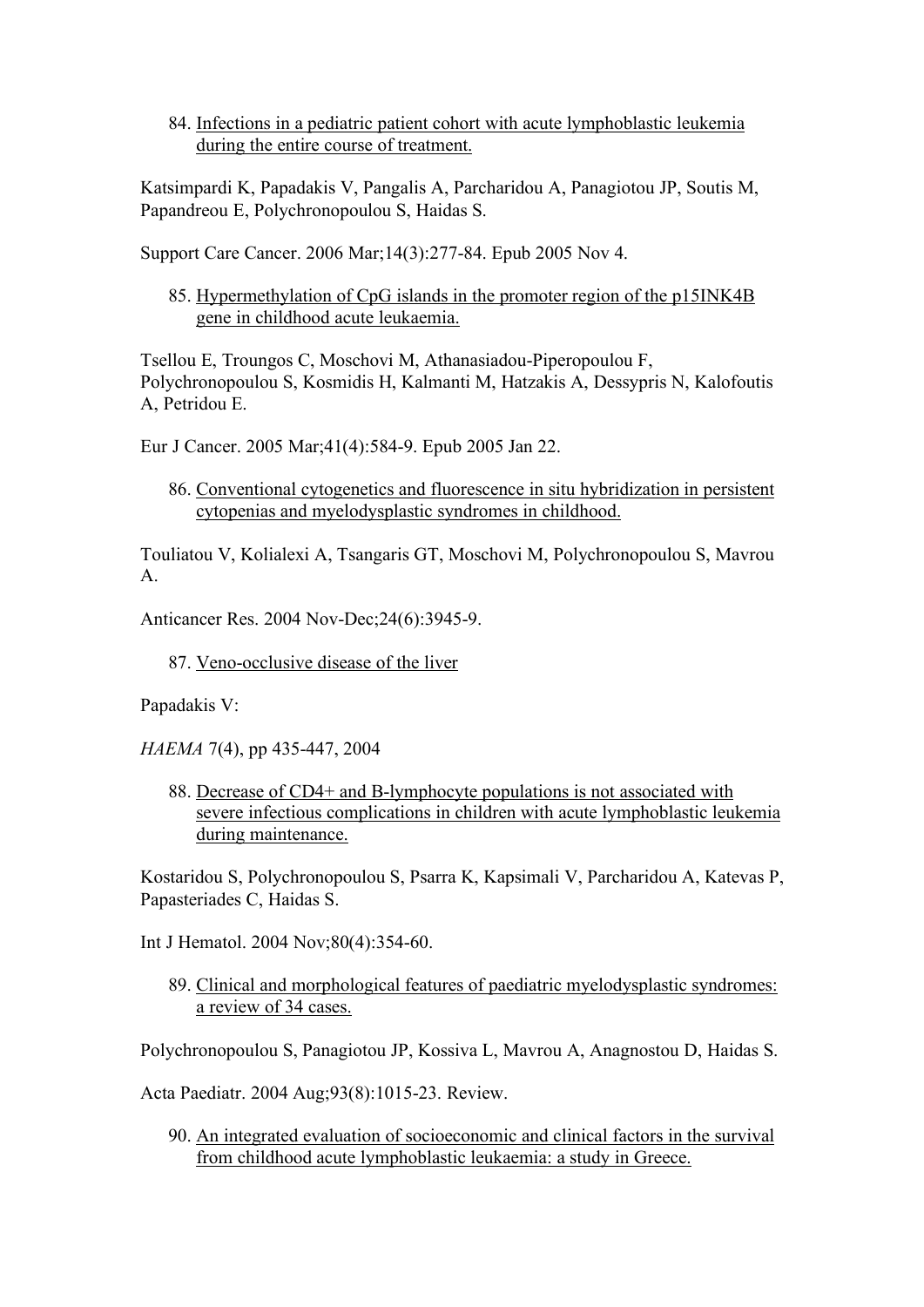84. <u>Infections in a pediatric patient cohort with acute lymphoblastic leukemia during the entire course of treatment.</u>

Katsimpardi K, Papadakis V, Pangalis A, Parcharidou A, Panagiotou JP, Soutis M, Papandreou E, Polychronopoulou S, Haidas S.

Support Care Cancer. 2006 Mar;14(3):277-84. Epub 2005 Nov 4.

85. <u>Hypermethylation of CpG islands in the promoter region of the p15INK4B gene in childhood acute leukaemia.</u>

Tsellou E, Troungos C, Moschovi M, Athanasiadou-Piperopoulou F, Polychronopoulou S, Kosmidis H, Kalmanti M, Hatzakis A, Dessypris N, Kalofoutis A, Petridou E.

Eur J Cancer. 2005 Mar;41(4):584-9. Epub 2005 Jan 22.

86. <u>Conventional cytogenetics and fluorescence in situ hybridization in persistent cytopenias and myelodysplastic syndromes in childhood.</u>

Touliatou V, Kolialexi A, Tsangaris GT, Moschovi M, Polychronopoulou S, Mavrou A.

Anticancer Res. 2004 Nov-Dec;24(6):3945-9.

87. <u>Veno-occlusive disease of the liver</u>

Papadakis V:

*HAEMA* 7(4), pp 435-447, 2004

88. <u>Decrease of CD4+ and B-lymphocyte populations is not associated with severe infectious complications in children with acute lymphoblastic leukemia during maintenance.</u>

Kostaridou S, Polychronopoulou S, Psarra K, Kapsimali V, Parcharidou A, Katevas P, Papasteriades C, Haidas S.

Int J Hematol. 2004 Nov;80(4):354-60.

89. <u>Clinical and morphological features of paediatric myelodysplastic syndromes: a review of 34 cases.</u>

Polychronopoulou S, Panagiotou JP, Kossiva L, Mavrou A, Anagnostou D, Haidas S.

Acta Paediatr. 2004 Aug;93(8):1015-23. Review.

90. <u>An integrated evaluation of socioeconomic and clinical factors in the survival from childhood acute lymphoblastic leukaemia: a study in Greece.</u>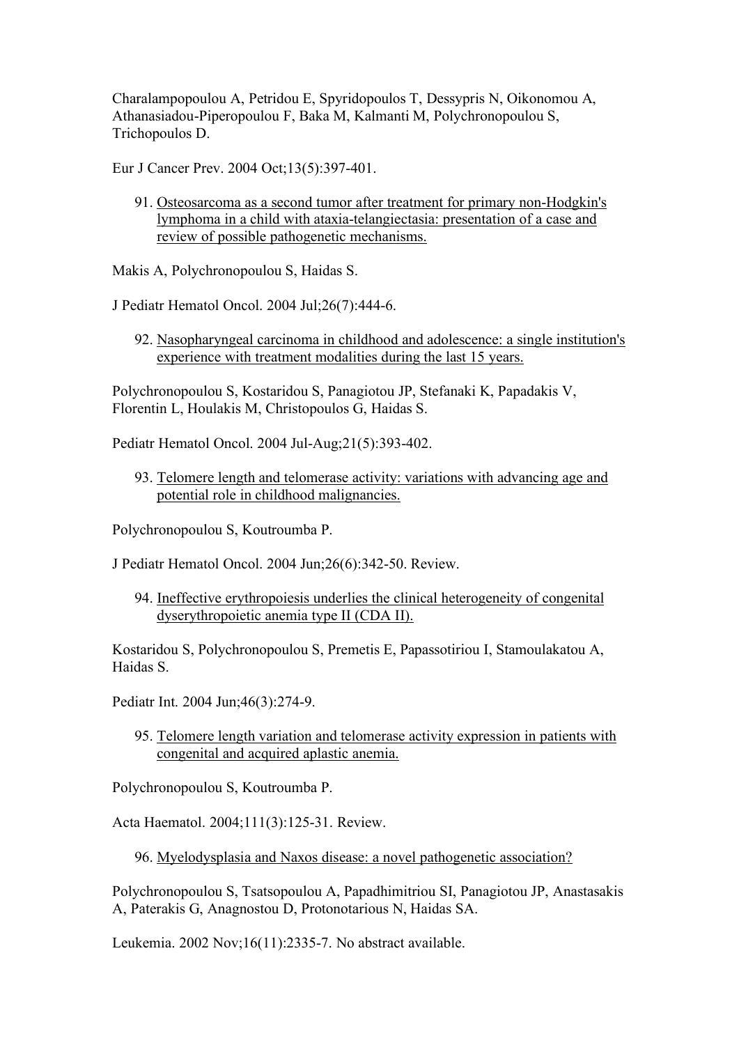Charalampopoulou A, Petridou E, Spyridopoulos T, Dessypris N, Oikonomou A, Athanasiadou-Piperopoulou F, Baka M, Kalmanti M, Polychronopoulou S, Trichopoulos D.

Eur J Cancer Prev. 2004 Oct;13(5):397-401.

91. Osteosarcoma as a second tumor after treatment for primary non-Hodgkin's lymphoma in a child with ataxia-telangiectasia: presentation of a case and review of possible pathogenetic mechanisms.

Makis A, Polychronopoulou S, Haidas S.

J Pediatr Hematol Oncol. 2004 Jul;26(7):444-6.

92. Nasopharyngeal carcinoma in childhood and adolescence: a single institution's experience with treatment modalities during the last 15 years.

Polychronopoulou S, Kostaridou S, Panagiotou JP, Stefanaki K, Papadakis V, Florentin L, Houlakis M, Christopoulos G, Haidas S.

Pediatr Hematol Oncol. 2004 Jul-Aug;21(5):393-402.

93. Telomere length and telomerase activity: variations with advancing age and potential role in childhood malignancies.

Polychronopoulou S, Koutroumba P.

J Pediatr Hematol Oncol. 2004 Jun;26(6):342-50. Review.

94. Ineffective erythropoiesis underlies the clinical heterogeneity of congenital dyserythropoietic anemia type II (CDA II).

Kostaridou S, Polychronopoulou S, Premetis E, Papassotiriou I, Stamoulakatou A, Haidas S.

Pediatr Int. 2004 Jun;46(3):274-9.

95. Telomere length variation and telomerase activity expression in patients with congenital and acquired aplastic anemia.

Polychronopoulou S, Koutroumba P.

Acta Haematol. 2004;111(3):125-31. Review.

96. Myelodysplasia and Naxos disease: a novel pathogenetic association?

Polychronopoulou S, Tsatsopoulou A, Papadhimitriou SI, Panagiotou JP, Anastasakis A, Paterakis G, Anagnostou D, Protonotarious N, Haidas SA.

Leukemia. 2002 Nov;16(11):2335-7. No abstract available.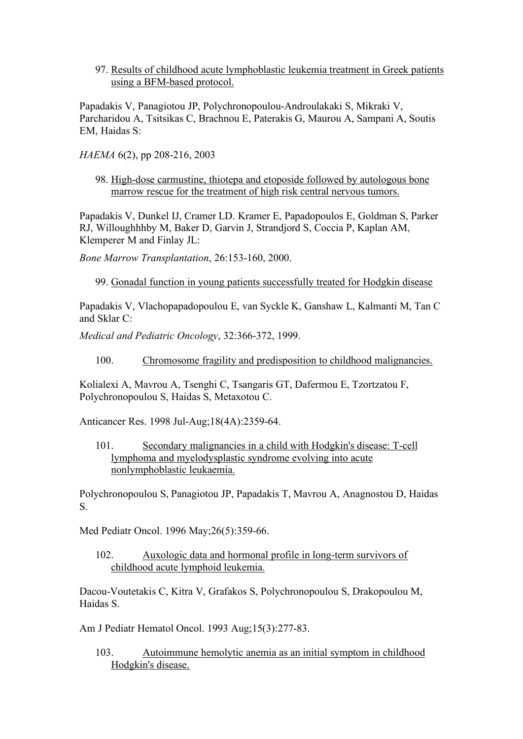97. Results of childhood acute lymphoblastic leukemia treatment in Greek patients using a BFM-based protocol.

Papadakis V, Panagiotou JP, Polychronopoulou-Androulakaki S, Mikraki V, Parcharidou A, Tsitsikas C, Brachnou E, Paterakis G, Maurou A, Sampani A, Soutis EM, Haidas S:

*HAEMA* 6(2), pp 208-216, 2003

98. High-dose carmustine, thiotepa and etoposide followed by autologous bone marrow rescue for the treatment of high risk central nervous tumors.

Papadakis V, Dunkel IJ, Cramer LD. Kramer E, Papadopoulos E, Goldman S, Parker RJ, Willoughhhby M, Baker D, Garvin J, Strandjord S, Coccia P, Kaplan AM, Klemperer M and Finlay JL:

*Bone Marrow Transplantation*, 26:153-160, 2000.

99. Gonadal function in young patients successfully treated for Hodgkin disease

Papadakis V, Vlachopapadopoulou E, van Syckle K, Ganshaw L, Kalmanti M, Tan C and Sklar C:

*Medical and Pediatric Oncology*, 32:366-372, 1999.

100. Chromosome fragility and predisposition to childhood malignancies.

Kolialexi A, Mavrou A, Tsenghi C, Tsangaris GT, Dafermou E, Tzortzatou F, Polychronopoulou S, Haidas S, Metaxotou C.

Anticancer Res. 1998 Jul-Aug;18(4A):2359-64.

101. Secondary malignancies in a child with Hodgkin's disease: T-cell lymphoma and myelodysplastic syndrome evolving into acute nonlymphoblastic leukaemia.

Polychronopoulou S, Panagiotou JP, Papadakis T, Mavrou A, Anagnostou D, Haidas S.

Med Pediatr Oncol. 1996 May;26(5):359-66.

102. Auxologic data and hormonal profile in long-term survivors of childhood acute lymphoid leukemia.

Dacou-Voutetakis C, Kitra V, Grafakos S, Polychronopoulou S, Drakopoulou M, Haidas S.

Am J Pediatr Hematol Oncol. 1993 Aug;15(3):277-83.

103. Autoimmune hemolytic anemia as an initial symptom in childhood Hodgkin's disease.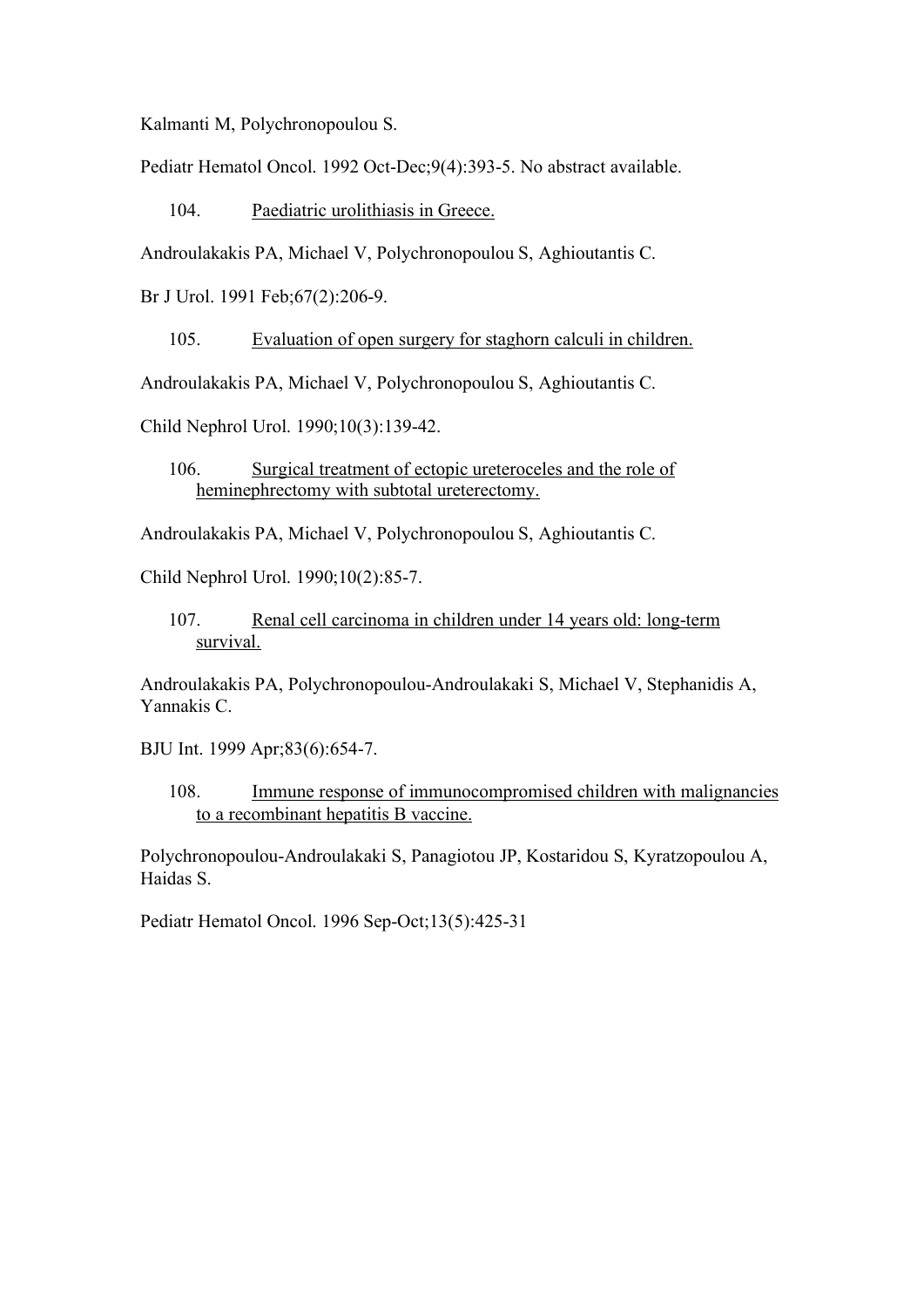Kalmanti M, Polychronopoulou S.

Pediatr Hematol Oncol. 1992 Oct-Dec;9(4):393-5. No abstract available.

104. Paediatric urolithiasis in Greece.

Androulakakis PA, Michael V, Polychronopoulou S, Aghioutantis C.

Br J Urol. 1991 Feb;67(2):206-9.

105. Evaluation of open surgery for staghorn calculi in children.

Androulakakis PA, Michael V, Polychronopoulou S, Aghioutantis C.

Child Nephrol Urol. 1990;10(3):139-42.

106. Surgical treatment of ectopic ureteroceles and the role of heminephrectomy with subtotal ureterectomy.

Androulakakis PA, Michael V, Polychronopoulou S, Aghioutantis C.

Child Nephrol Urol. 1990;10(2):85-7.

107. Renal cell carcinoma in children under 14 years old: long-term survival.

Androulakakis PA, Polychronopoulou-Androulakaki S, Michael V, Stephanidis A, Yannakis C.

BJU Int. 1999 Apr;83(6):654-7.

108. Immune response of immunocompromised children with malignancies to a recombinant hepatitis B vaccine.

Polychronopoulou-Androulakaki S, Panagiotou JP, Kostaridou S, Kyratzopoulou A, Haidas S.

Pediatr Hematol Oncol. 1996 Sep-Oct;13(5):425-31